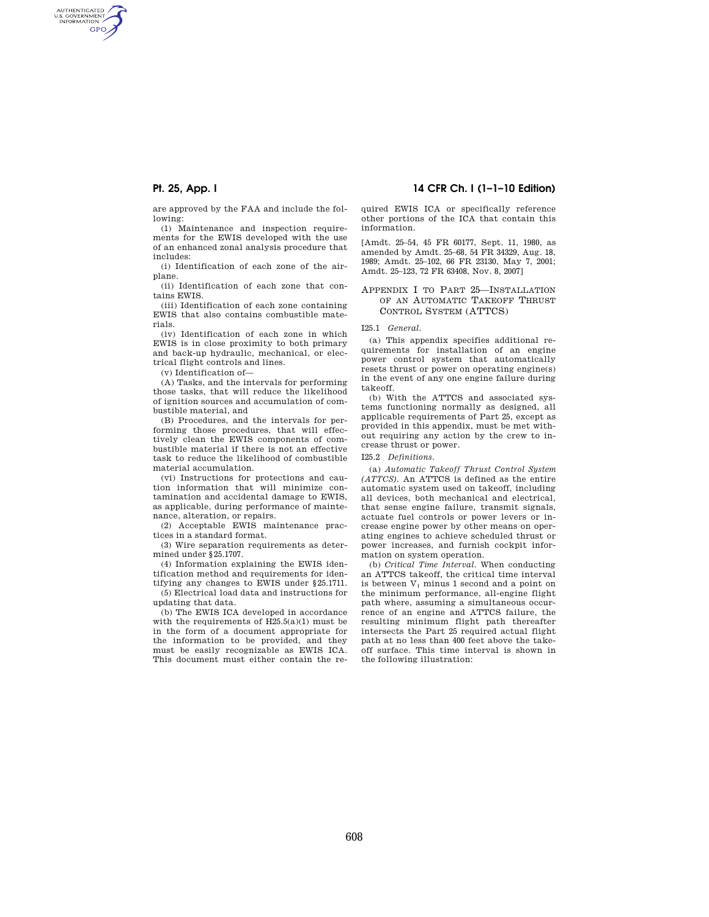are approved by the FAA and include the following:

(1) Maintenance and inspection requirements for the EWIS developed with the use of an enhanced zonal analysis procedure that includes:

(i) Identification of each zone of the airplane.

(ii) Identification of each zone that contains EWIS.

(iii) Identification of each zone containing EWIS that also contains combustible materials.

(iv) Identification of each zone in which EWIS is in close proximity to both primary and back-up hydraulic, mechanical, or electrical flight controls and lines.

(v) Identification of—

(A) Tasks, and the intervals for performing those tasks, that will reduce the likelihood of ignition sources and accumulation of combustible material, and

(B) Procedures, and the intervals for performing those procedures, that will effectively clean the EWIS components of combustible material if there is not an effective task to reduce the likelihood of combustible material accumulation.

(vi) Instructions for protections and caution information that will minimize contamination and accidental damage to EWIS, as applicable, during performance of maintenance, alteration, or repairs.

(2) Acceptable EWIS maintenance practices in a standard format.

(3) Wire separation requirements as determined under §25.1707.

(4) Information explaining the EWIS identification method and requirements for identifying any changes to EWIS under §25.1711.

(5) Electrical load data and instructions for updating that data.

(b) The EWIS ICA developed in accordance with the requirements of H25.5(a)(1) must be in the form of a document appropriate for the information to be provided, and they must be easily recognizable as EWIS ICA. This document must either contain the required EWIS ICA or specifically reference other portions of the ICA that contain this information.

[Amdt. 25–54, 45 FR 60177, Sept. 11, 1980, as amended by Amdt. 25–68, 54 FR 34329, Aug. 18, 1989; Amdt. 25–102, 66 FR 23130, May 7, 2001; Amdt. 25–123, 72 FR 63408, Nov. 8, 2007]

## Appendix I to Part 25—Installation of an Automatic Takeoff Thrust Control System (ATTCS)

I25.1 *General.*

(a) This appendix specifies additional requirements for installation of an engine power control system that automatically resets thrust or power on operating engine(s) in the event of any one engine failure during takeoff.

(b) With the ATTCS and associated systems functioning normally as designed, all applicable requirements of Part 25, except as provided in this appendix, must be met without requiring any action by the crew to increase thrust or power.

I25.2 *Definitions.*

(a) *Automatic Takeoff Thrust Control System (ATTCS).* An ATTCS is defined as the entire automatic system used on takeoff, including all devices, both mechanical and electrical, that sense engine failure, transmit signals, actuate fuel controls or power levers or increase engine power by other means on operating engines to achieve scheduled thrust or power increases, and furnish cockpit information on system operation.

(b) *Critical Time Interval.* When conducting an ATTCS takeoff, the critical time interval is between $V_1$ minus 1 second and a point on the minimum performance, all-engine flight path where, assuming a simultaneous occurrence of an engine and ATTCS failure, the resulting minimum flight path thereafter intersects the Part 25 required actual flight path at no less than 400 feet above the takeoff surface. This time interval is shown in the following illustration: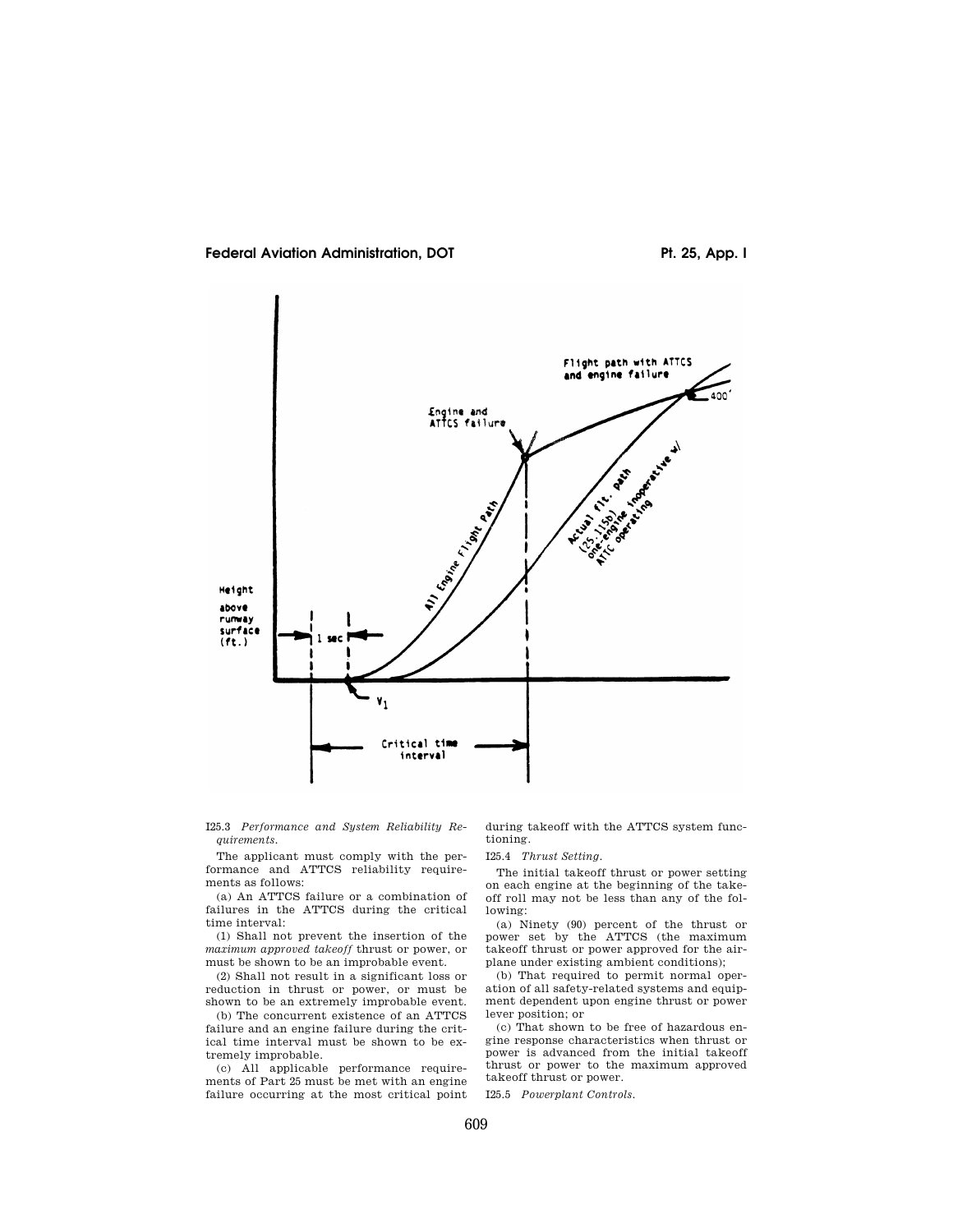I25.3 *Performance and System Reliability Requirements.*

The applicant must comply with the performance and ATTCS reliability requirements as follows:

(a) An ATTCS failure or a combination of failures in the ATTCS during the critical time interval:

(1) Shall not prevent the insertion of the *maximum approved takeoff* thrust or power, or must be shown to be an improbable event.

(2) Shall not result in a significant loss or reduction in thrust or power, or must be shown to be an extremely improbable event.

(b) The concurrent existence of an ATTCS failure and an engine failure during the critical time interval must be shown to be extremely improbable.

(c) All applicable performance requirements of Part 25 must be met with an engine failure occurring at the most critical point during takeoff with the ATTCS system functioning.

I25.4 *Thrust Setting.*

The initial takeoff thrust or power setting on each engine at the beginning of the takeoff roll may not be less than any of the following:

(a) Ninety (90) percent of the thrust or power set by the ATTCS (the maximum takeoff thrust or power approved for the airplane under existing ambient conditions);

(b) That required to permit normal operation of all safety-related systems and equipment dependent upon engine thrust or power lever position; or

(c) That shown to be free of hazardous engine response characteristics when thrust or power is advanced from the initial takeoff thrust or power to the maximum approved takeoff thrust or power.

I25.5 *Powerplant Controls.*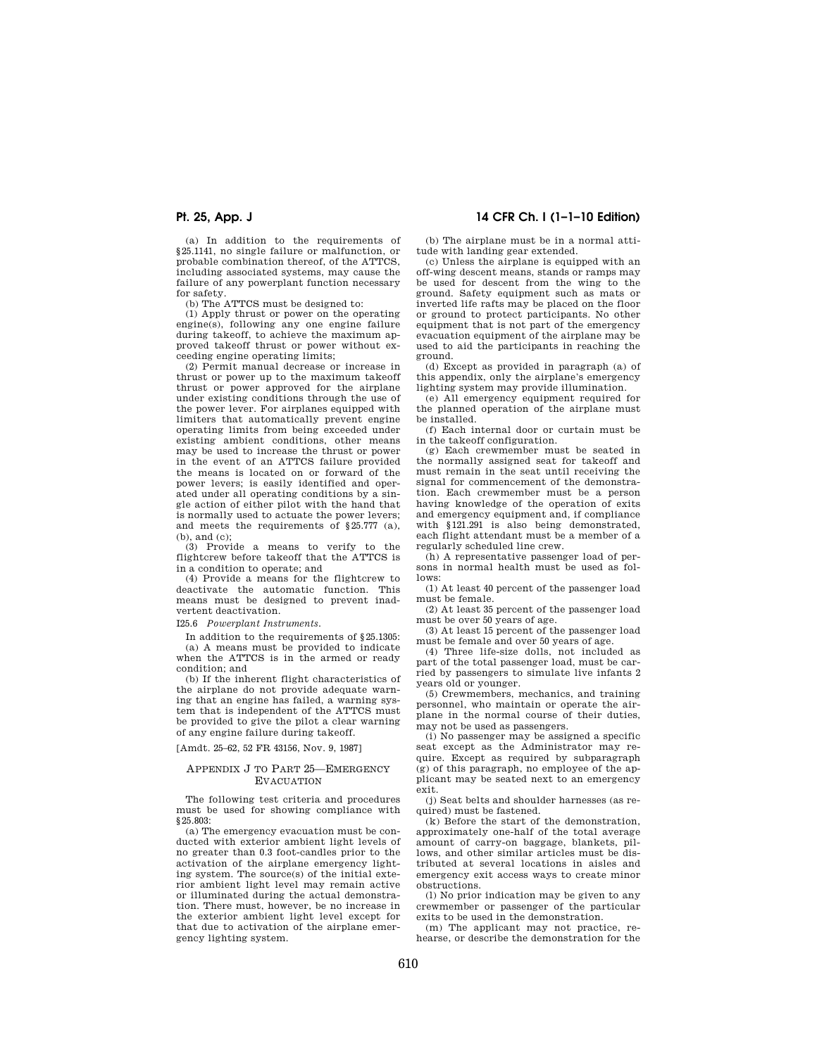(a) In addition to the requirements of §25.1141, no single failure or malfunction, or probable combination thereof, of the ATTCS, including associated systems, may cause the failure of any powerplant function necessary for safety.

(b) The ATTCS must be designed to:

(1) Apply thrust or power on the operating engine(s), following any one engine failure during takeoff, to achieve the maximum approved takeoff thrust or power without exceeding engine operating limits;

(2) Permit manual decrease or increase in thrust or power up to the maximum takeoff thrust or power approved for the airplane under existing conditions through the use of the power lever. For airplanes equipped with limiters that automatically prevent engine operating limits from being exceeded under existing ambient conditions, other means may be used to increase the thrust or power in the event of an ATTCS failure provided the means is located on or forward of the power levers; is easily identified and operated under all operating conditions by a single action of either pilot with the hand that is normally used to actuate the power levers; and meets the requirements of §25.777 (a), (b), and (c);

(3) Provide a means to verify to the flightcrew before takeoff that the ATTCS is in a condition to operate; and

(4) Provide a means for the flightcrew to deactivate the automatic function. This means must be designed to prevent inadvertent deactivation.

I25.6 *Powerplant Instruments.*

In addition to the requirements of §25.1305:

(a) A means must be provided to indicate when the ATTCS is in the armed or ready condition; and

(b) If the inherent flight characteristics of the airplane do not provide adequate warning that an engine has failed, a warning system that is independent of the ATTCS must be provided to give the pilot a clear warning of any engine failure during takeoff.

[Amdt. 25–62, 52 FR 43156, Nov. 9, 1987]

## APPENDIX J TO PART 25—EMERGENCY EVACUATION

The following test criteria and procedures must be used for showing compliance with §25.803:

(a) The emergency evacuation must be conducted with exterior ambient light levels of no greater than 0.3 foot-candles prior to the activation of the airplane emergency lighting system. The source(s) of the initial exterior ambient light level may remain active or illuminated during the actual demonstration. There must, however, be no increase in the exterior ambient light level except for that due to activation of the airplane emergency lighting system.

(b) The airplane must be in a normal attitude with landing gear extended.

(c) Unless the airplane is equipped with an off-wing descent means, stands or ramps may be used for descent from the wing to the ground. Safety equipment such as mats or inverted life rafts may be placed on the floor or ground to protect participants. No other equipment that is not part of the emergency evacuation equipment of the airplane may be used to aid the participants in reaching the ground.

(d) Except as provided in paragraph (a) of this appendix, only the airplane's emergency lighting system may provide illumination.

(e) All emergency equipment required for the planned operation of the airplane must be installed.

(f) Each internal door or curtain must be in the takeoff configuration.

(g) Each crewmember must be seated in the normally assigned seat for takeoff and must remain in the seat until receiving the signal for commencement of the demonstration. Each crewmember must be a person having knowledge of the operation of exits and emergency equipment and, if compliance with §121.291 is also being demonstrated, each flight attendant must be a member of a regularly scheduled line crew.

(h) A representative passenger load of persons in normal health must be used as follows:

(1) At least 40 percent of the passenger load must be female.

(2) At least 35 percent of the passenger load must be over 50 years of age.

(3) At least 15 percent of the passenger load must be female and over 50 years of age.

(4) Three life-size dolls, not included as part of the total passenger load, must be carried by passengers to simulate live infants 2 years old or younger.

(5) Crewmembers, mechanics, and training personnel, who maintain or operate the airplane in the normal course of their duties, may not be used as passengers.

(i) No passenger may be assigned a specific seat except as the Administrator may require. Except as required by subparagraph (g) of this paragraph, no employee of the applicant may be seated next to an emergency exit.

(j) Seat belts and shoulder harnesses (as required) must be fastened.

(k) Before the start of the demonstration, approximately one-half of the total average amount of carry-on baggage, blankets, pillows, and other similar articles must be distributed at several locations in aisles and emergency exit access ways to create minor obstructions.

(l) No prior indication may be given to any crewmember or passenger of the particular exits to be used in the demonstration.

(m) The applicant may not practice, rehearse, or describe the demonstration for the